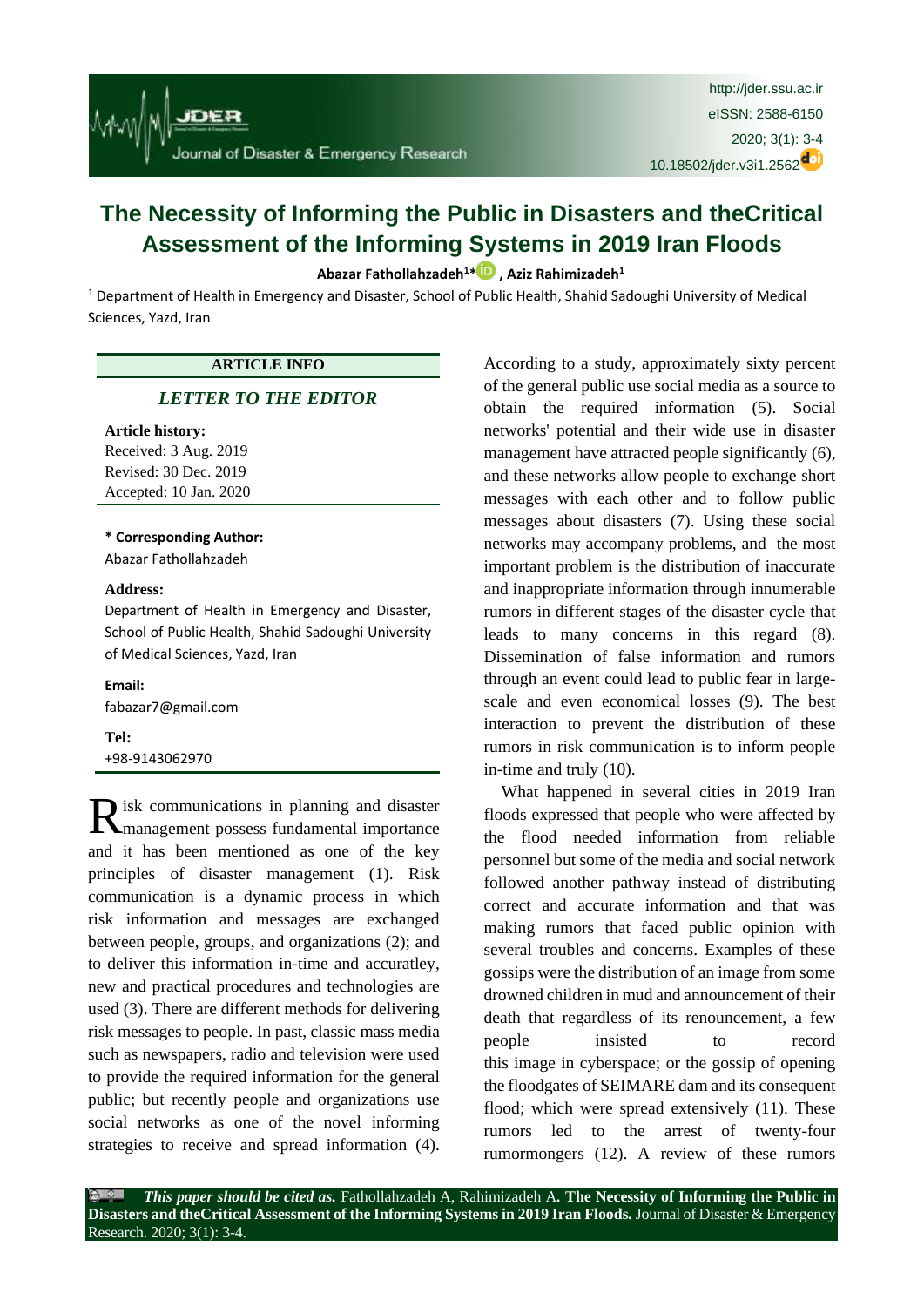# The Necessity of Informing the Public in Disasters and theCritical Assessment of the Informing Systems in 2019 Iran Floods

**Abazar Fathollahzadeh[1]*, Aziz Rahimizadeh[1]**

[1] Department of Health in Emergency and Disaster, School of Public Health, Shahid Sadoughi University of Medical Sciences, Yazd, Iran

**ARTICLE INFO**

***LETTER TO THE EDITOR***

**Article history:**
Received: 3 Aug. 2019
Revised: 30 Dec. 2019
Accepted: 10 Jan. 2020

**\* Corresponding Author:**
Abazar Fathollahzadeh

**Address:**
Department of Health in Emergency and Disaster, School of Public Health, Shahid Sadoughi University of Medical Sciences, Yazd, Iran

**Email:**
fabazar7@gmail.com

**Tel:**
+98-9143062970

Risk communications in planning and disaster management possess fundamental importance and it has been mentioned as one of the key principles of disaster management (1). Risk communication is a dynamic process in which risk information and messages are exchanged between people, groups, and organizations (2); and to deliver this information in-time and accuratley, new and practical procedures and technologies are used (3). There are different methods for delivering risk messages to people. In past, classic mass media such as newspapers, radio and television were used to provide the required information for the general public; but recently people and organizations use social networks as one of the novel informing strategies to receive and spread information (4). According to a study, approximately sixty percent of the general public use social media as a source to obtain the required information (5). Social networks' potential and their wide use in disaster management have attracted people significantly (6), and these networks allow people to exchange short messages with each other and to follow public messages about disasters (7). Using these social networks may accompany problems, and the most important problem is the distribution of inaccurate and inappropriate information through innumerable rumors in different stages of the disaster cycle that leads to many concerns in this regard (8). Dissemination of false information and rumors through an event could lead to public fear in large-scale and even economical losses (9). The best interaction to prevent the distribution of these rumors in risk communication is to inform people in-time and truly (10).

What happened in several cities in 2019 Iran floods expressed that people who were affected by the flood needed information from reliable personnel but some of the media and social network followed another pathway instead of distributing correct and accurate information and that was making rumors that faced public opinion with several troubles and concerns. Examples of these gossips were the distribution of an image from some drowned children in mud and announcement of their death that regardless of its renouncement, a few people insisted to record this image in cyberspace; or the gossip of opening the floodgates of SEIMARE dam and its consequent flood; which were spread extensively (11). These rumors led to the arrest of twenty-four rumormongers (12). A review of these rumors

***This paper should be cited as.*** Fathollahzadeh A, Rahimizadeh A**. The Necessity of Informing the Public in Disasters and theCritical Assessment of the Informing Systems in 2019 Iran Floods.** Journal of Disaster & Emergency Research. 2020; 3(1): 3-4.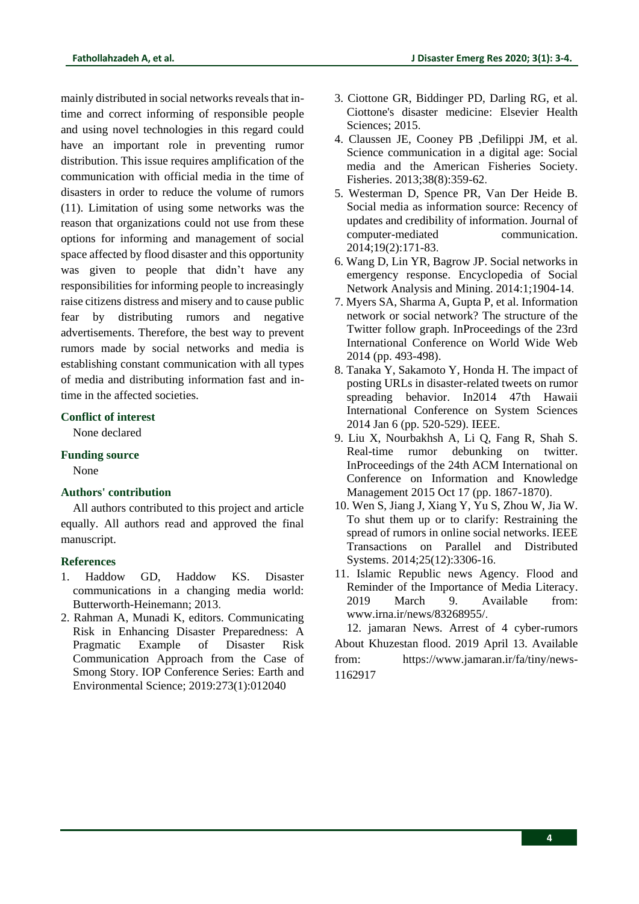mainly distributed in social networks reveals that in-time and correct informing of responsible people and using novel technologies in this regard could have an important role in preventing rumor distribution. This issue requires amplification of the communication with official media in the time of disasters in order to reduce the volume of rumors (11). Limitation of using some networks was the reason that organizations could not use from these options for informing and management of social space affected by flood disaster and this opportunity was given to people that didn't have any responsibilities for informing people to increasingly raise citizens distress and misery and to cause public fear by distributing rumors and negative advertisements. Therefore, the best way to prevent rumors made by social networks and media is establishing constant communication with all types of media and distributing information fast and in-time in the affected societies.

### Conflict of interest

None declared

### Funding source

None

### Authors' contribution

All authors contributed to this project and article equally. All authors read and approved the final manuscript.

### References

1. Haddow GD, Haddow KS. Disaster communications in a changing media world: Butterworth-Heinemann; 2013.
2. Rahman A, Munadi K, editors. Communicating Risk in Enhancing Disaster Preparedness: A Pragmatic Example of Disaster Risk Communication Approach from the Case of Smong Story. IOP Conference Series: Earth and Environmental Science; 2019:273(1):012040
3. Ciottone GR, Biddinger PD, Darling RG, et al. Ciottone's disaster medicine: Elsevier Health Sciences; 2015.
4. Claussen JE, Cooney PB ,Defilippi JM, et al. Science communication in a digital age: Social media and the American Fisheries Society. Fisheries. 2013;38(8):359-62.
5. Westerman D, Spence PR, Van Der Heide B. Social media as information source: Recency of updates and credibility of information. Journal of computer-mediated communication. 2014;19(2):171-83.
6. Wang D, Lin YR, Bagrow JP. Social networks in emergency response. Encyclopedia of Social Network Analysis and Mining. 2014:1;1904-14.
7. Myers SA, Sharma A, Gupta P, et al. Information network or social network? The structure of the Twitter follow graph. InProceedings of the 23rd International Conference on World Wide Web 2014 (pp. 493-498).
8. Tanaka Y, Sakamoto Y, Honda H. The impact of posting URLs in disaster-related tweets on rumor spreading behavior. In2014 47th Hawaii International Conference on System Sciences 2014 Jan 6 (pp. 520-529). IEEE.
9. Liu X, Nourbakhsh A, Li Q, Fang R, Shah S. Real-time rumor debunking on twitter. InProceedings of the 24th ACM International on Conference on Information and Knowledge Management 2015 Oct 17 (pp. 1867-1870).
10. Wen S, Jiang J, Xiang Y, Yu S, Zhou W, Jia W. To shut them up or to clarify: Restraining the spread of rumors in online social networks. IEEE Transactions on Parallel and Distributed Systems. 2014;25(12):3306-16.
11. Islamic Republic news Agency. Flood and Reminder of the Importance of Media Literacy. 2019 March 9. Available from: www.irna.ir/news/83268955/.
12. jamaran News. Arrest of 4 cyber-rumors About Khuzestan flood. 2019 April 13. Available from: https://www.jamaran.ir/fa/tiny/news-1162917